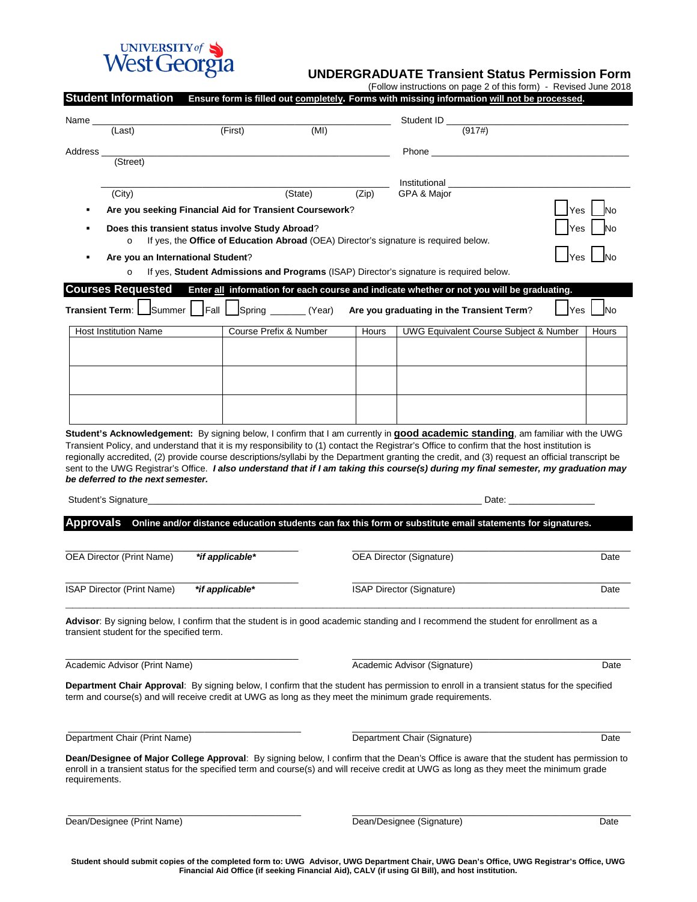UNIVERSITY of West Georgia

# UNDERGRADUATE Transient Status Permission Form

(Follow instructions on page 2 of this form) - Revised June 2018

## Student Information

**Ensure form is filled out completely. Forms with missing information will not be processed.**

Name ______________________________________ Student ID ______________________
(Last) (First) (MI) (917#)

Address ______________________________________ Phone ______________________
(Street)

______________________________________ Institutional GPA & Major ______________________
(City) (State) (Zip)

- **Are you seeking Financial Aid for Transient Coursework**? ☐ Yes ☐ No
- **Does this transient status involve Study Abroad**? ☐ Yes ☐ No
  - If yes, the **Office of Education Abroad** (OEA) Director's signature is required below.
- **Are you an International Student**? ☐ Yes ☐ No
  - If yes, **Student Admissions and Programs** (ISAP) Director's signature is required below.

## Courses Requested

**Enter all information for each course and indicate whether or not you will be graduating.**

**Transient Term**: ☐ Summer ☐ Fall ☐ Spring _______ (Year) **Are you graduating in the Transient Term**? ☐ Yes ☐ No

| Host Institution Name | Course Prefix & Number | Hours | UWG Equivalent Course Subject & Number | Hours |
|---|---|---|---|---|
| | | | | |
| | | | | |
| | | | | |

**Student's Acknowledgement:** By signing below, I confirm that I am currently in **good academic standing**, am familiar with the UWG Transient Policy, and understand that it is my responsibility to (1) contact the Registrar's Office to confirm that the host institution is regionally accredited, (2) provide course descriptions/syllabi by the Department granting the credit, and (3) request an official transcript be sent to the UWG Registrar's Office. ***I also understand that if I am taking this course(s) during my final semester, my graduation may be deferred to the next semester.***

Student's Signature______________________________________________ Date: ______________

## Approvals

**Online and/or distance education students can fax this form or substitute email statements for signatures.**

______________________________ ______________________________
OEA Director (Print Name) ***if applicable*** OEA Director (Signature) Date

______________________________ ______________________________
ISAP Director (Print Name) ***if applicable*** ISAP Director (Signature) Date

**Advisor**: By signing below, I confirm that the student is in good academic standing and I recommend the student for enrollment as a transient student for the specified term.

______________________________ ______________________________
Academic Advisor (Print Name) Academic Advisor (Signature) Date

**Department Chair Approval**: By signing below, I confirm that the student has permission to enroll in a transient status for the specified term and course(s) and will receive credit at UWG as long as they meet the minimum grade requirements.

______________________________ ______________________________
Department Chair (Print Name) Department Chair (Signature) Date

**Dean/Designee of Major College Approval**: By signing below, I confirm that the Dean's Office is aware that the student has permission to enroll in a transient status for the specified term and course(s) and will receive credit at UWG as long as they meet the minimum grade requirements.

______________________________ ______________________________
Dean/Designee (Print Name) Dean/Designee (Signature) Date

**Student should submit copies of the completed form to: UWG Advisor, UWG Department Chair, UWG Dean's Office, UWG Registrar's Office, UWG Financial Aid Office (if seeking Financial Aid), CALV (if using GI Bill), and host institution.**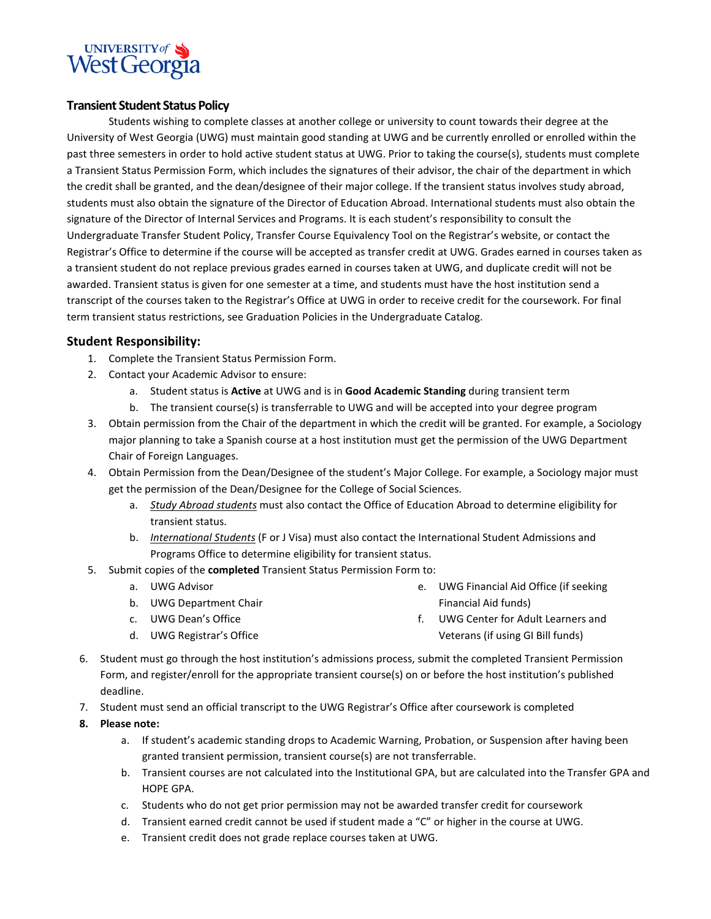## Transient Student Status Policy

Students wishing to complete classes at another college or university to count towards their degree at the University of West Georgia (UWG) must maintain good standing at UWG and be currently enrolled or enrolled within the past three semesters in order to hold active student status at UWG. Prior to taking the course(s), students must complete a Transient Status Permission Form, which includes the signatures of their advisor, the chair of the department in which the credit shall be granted, and the dean/designee of their major college. If the transient status involves study abroad, students must also obtain the signature of the Director of Education Abroad. International students must also obtain the signature of the Director of Internal Services and Programs. It is each student's responsibility to consult the Undergraduate Transfer Student Policy, Transfer Course Equivalency Tool on the Registrar's website, or contact the Registrar's Office to determine if the course will be accepted as transfer credit at UWG. Grades earned in courses taken as a transient student do not replace previous grades earned in courses taken at UWG, and duplicate credit will not be awarded. Transient status is given for one semester at a time, and students must have the host institution send a transcript of the courses taken to the Registrar's Office at UWG in order to receive credit for the coursework. For final term transient status restrictions, see Graduation Policies in the Undergraduate Catalog.

## Student Responsibility:

1. Complete the Transient Status Permission Form.
2. Contact your Academic Advisor to ensure:
   a. Student status is **Active** at UWG and is in **Good Academic Standing** during transient term
   b. The transient course(s) is transferrable to UWG and will be accepted into your degree program
3. Obtain permission from the Chair of the department in which the credit will be granted. For example, a Sociology major planning to take a Spanish course at a host institution must get the permission of the UWG Department Chair of Foreign Languages.
4. Obtain Permission from the Dean/Designee of the student's Major College. For example, a Sociology major must get the permission of the Dean/Designee for the College of Social Sciences.
   a. *Study Abroad students* must also contact the Office of Education Abroad to determine eligibility for transient status.
   b. *International Students* (F or J Visa) must also contact the International Student Admissions and Programs Office to determine eligibility for transient status.
5. Submit copies of the **completed** Transient Status Permission Form to:
   a. UWG Advisor
   b. UWG Department Chair
   c. UWG Dean's Office
   d. UWG Registrar's Office
   e. UWG Financial Aid Office (if seeking Financial Aid funds)
   f. UWG Center for Adult Learners and Veterans (if using GI Bill funds)
6. Student must go through the host institution's admissions process, submit the completed Transient Permission Form, and register/enroll for the appropriate transient course(s) on or before the host institution's published deadline.
7. Student must send an official transcript to the UWG Registrar's Office after coursework is completed
8. **Please note:**
   a. If student's academic standing drops to Academic Warning, Probation, or Suspension after having been granted transient permission, transient course(s) are not transferrable.
   b. Transient courses are not calculated into the Institutional GPA, but are calculated into the Transfer GPA and HOPE GPA.
   c. Students who do not get prior permission may not be awarded transfer credit for coursework
   d. Transient earned credit cannot be used if student made a "C" or higher in the course at UWG.
   e. Transient credit does not grade replace courses taken at UWG.